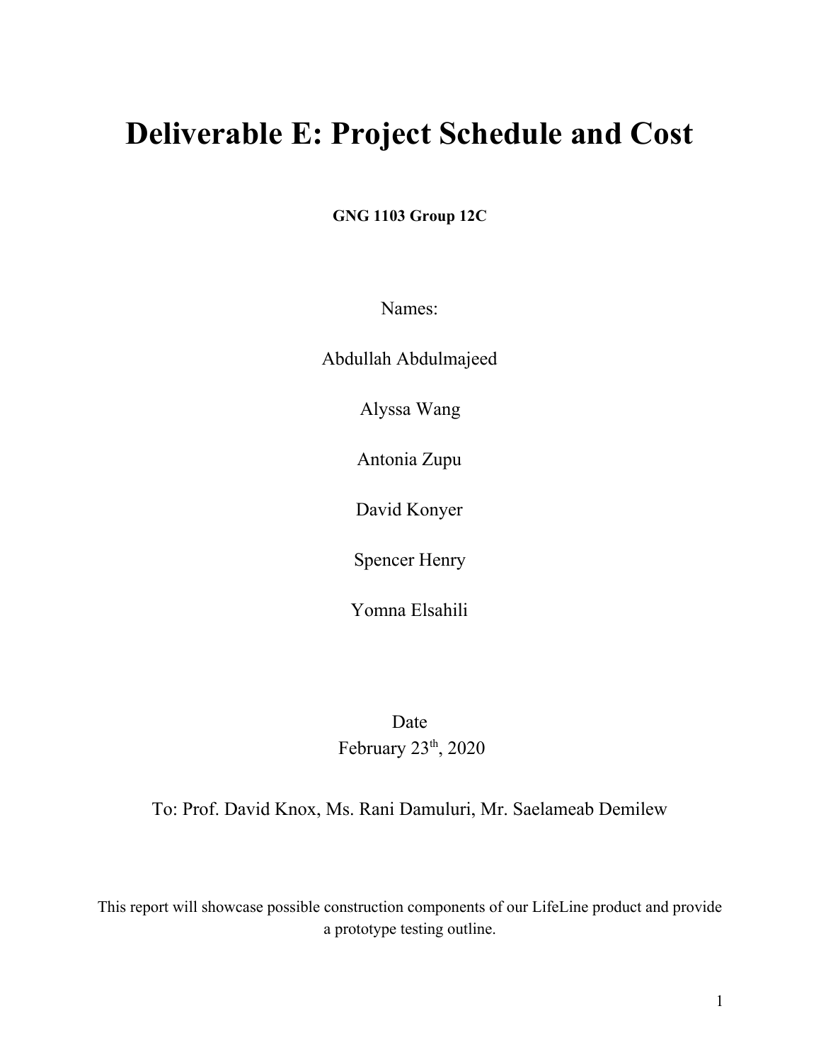# Deliverable E: Project Schedule and Cost

**GNG 1103 Group 12C**

Names:

Abdullah Abdulmajeed

Alyssa Wang

Antonia Zupu

David Konyer

Spencer Henry

Yomna Elsahili

Date

February 23th, 2020

To: Prof. David Knox, Ms. Rani Damuluri, Mr. Saelameab Demilew

This report will showcase possible construction components of our LifeLine product and provide a prototype testing outline.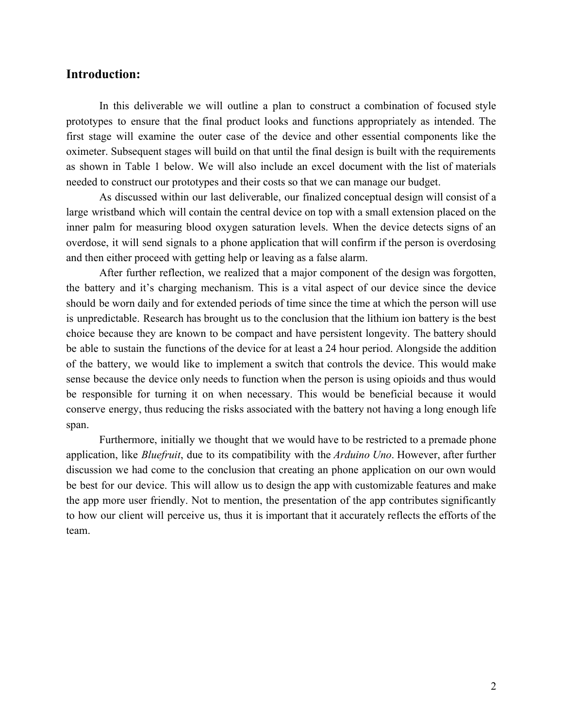## Introduction:

In this deliverable we will outline a plan to construct a combination of focused style prototypes to ensure that the final product looks and functions appropriately as intended. The first stage will examine the outer case of the device and other essential components like the oximeter. Subsequent stages will build on that until the final design is built with the requirements as shown in Table 1 below. We will also include an excel document with the list of materials needed to construct our prototypes and their costs so that we can manage our budget.

As discussed within our last deliverable, our finalized conceptual design will consist of a large wristband which will contain the central device on top with a small extension placed on the inner palm for measuring blood oxygen saturation levels. When the device detects signs of an overdose, it will send signals to a phone application that will confirm if the person is overdosing and then either proceed with getting help or leaving as a false alarm.

After further reflection, we realized that a major component of the design was forgotten, the battery and it's charging mechanism. This is a vital aspect of our device since the device should be worn daily and for extended periods of time since the time at which the person will use is unpredictable. Research has brought us to the conclusion that the lithium ion battery is the best choice because they are known to be compact and have persistent longevity. The battery should be able to sustain the functions of the device for at least a 24 hour period. Alongside the addition of the battery, we would like to implement a switch that controls the device. This would make sense because the device only needs to function when the person is using opioids and thus would be responsible for turning it on when necessary. This would be beneficial because it would conserve energy, thus reducing the risks associated with the battery not having a long enough life span.

Furthermore, initially we thought that we would have to be restricted to a premade phone application, like *Bluefruit*, due to its compatibility with the *Arduino Uno*. However, after further discussion we had come to the conclusion that creating an phone application on our own would be best for our device. This will allow us to design the app with customizable features and make the app more user friendly. Not to mention, the presentation of the app contributes significantly to how our client will perceive us, thus it is important that it accurately reflects the efforts of the team.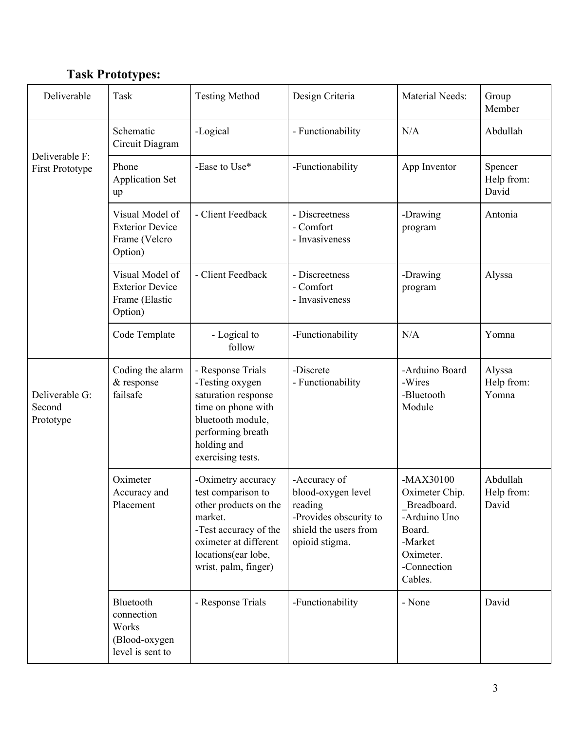## Task Prototypes:

| Deliverable | Task | Testing Method | Design Criteria | Material Needs: | Group Member |
|---|---|---|---|---|---|
| Deliverable F: First Prototype | Schematic Circuit Diagram | -Logical | - Functionability | N/A | Abdullah |
| | Phone Application Set up | -Ease to Use* | -Functionability | App Inventor | Spencer Help from: David |
| | Visual Model of Exterior Device Frame (Velcro Option) | - Client Feedback | - Discreetness<br>- Comfort<br>- Invasiveness | -Drawing program | Antonia |
| | Visual Model of Exterior Device Frame (Elastic Option) | - Client Feedback | - Discreetness<br>- Comfort<br>- Invasiveness | -Drawing program | Alyssa |
| | Code Template | - Logical to follow | -Functionability | N/A | Yomna |
| Deliverable G: Second Prototype | Coding the alarm & response failsafe | - Response Trials<br>-Testing oxygen saturation response time on phone with bluetooth module, performing breath holding and exercising tests. | -Discrete<br>- Functionability | -Arduino Board<br>-Wires<br>-Bluetooth Module | Alyssa Help from: Yomna |
| | Oximeter Accuracy and Placement | -Oximetry accuracy test comparison to other products on the market.<br>-Test accuracy of the oximeter at different locations(ear lobe, wrist, palm, finger) | -Accuracy of blood-oxygen level reading<br>-Provides obscurity to shield the users from opioid stigma. | -MAX30100 Oximeter Chip.<br>_Breadboard.<br>-Arduino Uno Board.<br>-Market Oximeter.<br>-Connection Cables. | Abdullah Help from: David |
| | Bluetooth connection Works (Blood-oxygen level is sent to | - Response Trials | -Functionability | - None | David |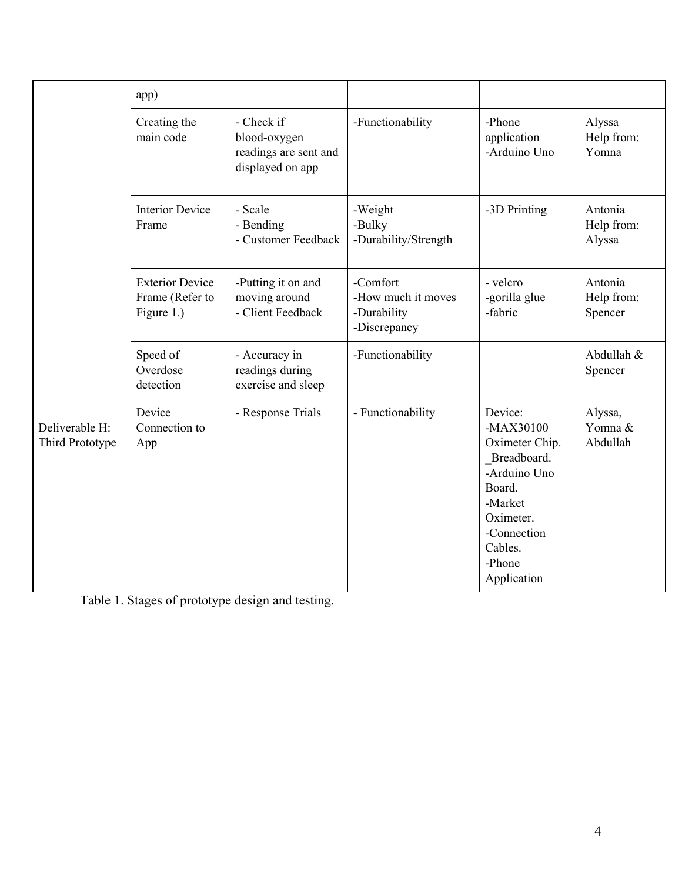| | | | | | |
|---|---|---|---|---|---|
| | app) | | | | |
| | Creating the main code | - Check if blood-oxygen readings are sent and displayed on app | -Functionability | -Phone application<br>-Arduino Uno | Alyssa<br>Help from: Yomna |
| | Interior Device Frame | - Scale<br>- Bending<br>- Customer Feedback | -Weight<br>-Bulky<br>-Durability/Strength | -3D Printing | Antonia<br>Help from: Alyssa |
| | Exterior Device Frame (Refer to Figure 1.) | -Putting it on and moving around<br>- Client Feedback | -Comfort<br>-How much it moves<br>-Durability<br>-Discrepancy | - velcro<br>-gorilla glue<br>-fabric | Antonia<br>Help from: Spencer |
| | Speed of Overdose detection | - Accuracy in readings during exercise and sleep | -Functionability | | Abdullah & Spencer |
| Deliverable H: Third Prototype | Device Connection to App | - Response Trials | - Functionability | Device:<br>-MAX30100 Oximeter Chip.<br>_Breadboard.<br>-Arduino Uno Board.<br>-Market Oximeter.<br>-Connection Cables.<br>-Phone Application | Alyssa, Yomna & Abdullah |

Table 1. Stages of prototype design and testing.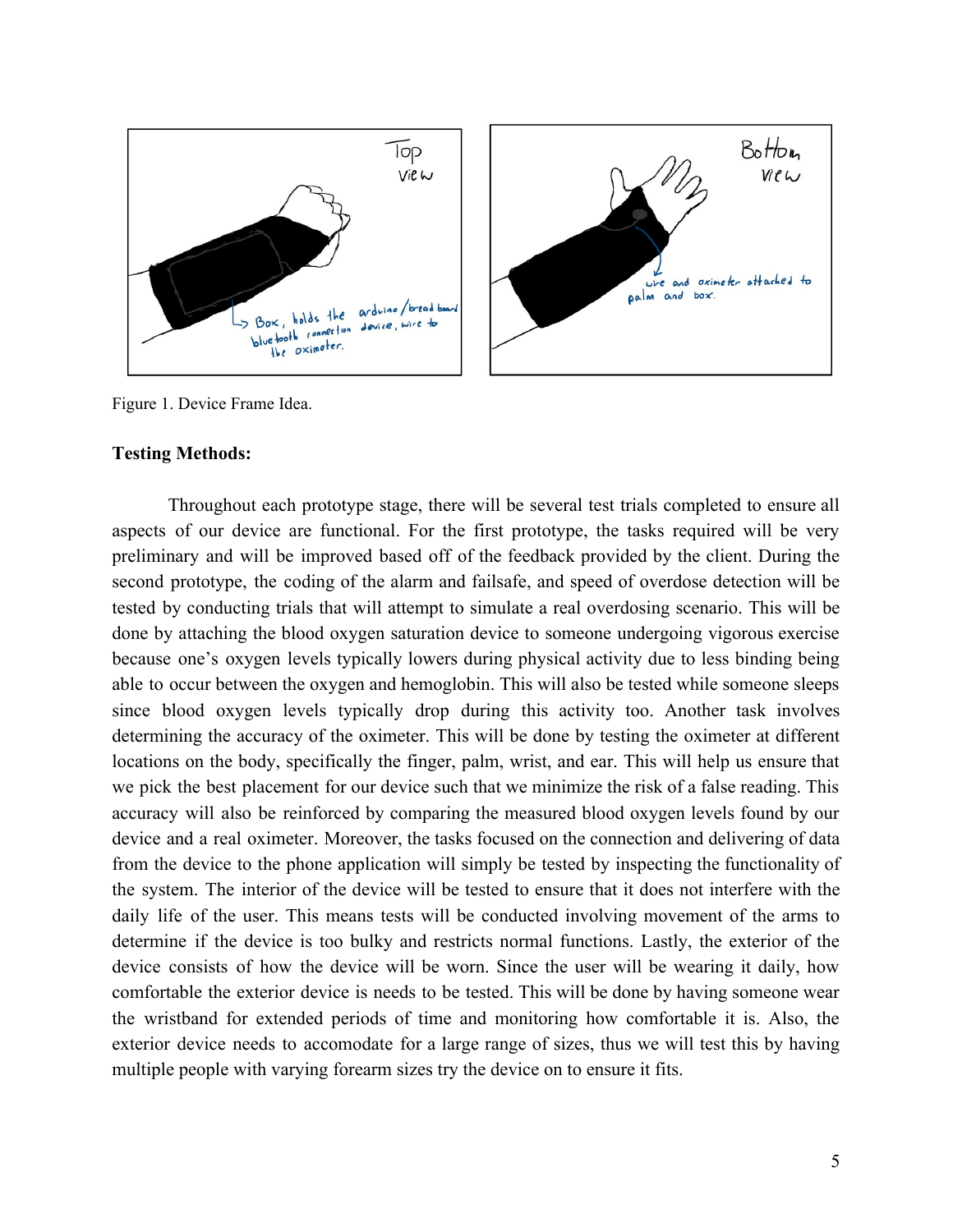Figure 1. Device Frame Idea.

**Testing Methods:**

Throughout each prototype stage, there will be several test trials completed to ensure all aspects of our device are functional. For the first prototype, the tasks required will be very preliminary and will be improved based off of the feedback provided by the client. During the second prototype, the coding of the alarm and failsafe, and speed of overdose detection will be tested by conducting trials that will attempt to simulate a real overdosing scenario. This will be done by attaching the blood oxygen saturation device to someone undergoing vigorous exercise because one's oxygen levels typically lowers during physical activity due to less binding being able to occur between the oxygen and hemoglobin. This will also be tested while someone sleeps since blood oxygen levels typically drop during this activity too. Another task involves determining the accuracy of the oximeter. This will be done by testing the oximeter at different locations on the body, specifically the finger, palm, wrist, and ear. This will help us ensure that we pick the best placement for our device such that we minimize the risk of a false reading. This accuracy will also be reinforced by comparing the measured blood oxygen levels found by our device and a real oximeter. Moreover, the tasks focused on the connection and delivering of data from the device to the phone application will simply be tested by inspecting the functionality of the system. The interior of the device will be tested to ensure that it does not interfere with the daily life of the user. This means tests will be conducted involving movement of the arms to determine if the device is too bulky and restricts normal functions. Lastly, the exterior of the device consists of how the device will be worn. Since the user will be wearing it daily, how comfortable the exterior device is needs to be tested. This will be done by having someone wear the wristband for extended periods of time and monitoring how comfortable it is. Also, the exterior device needs to accomodate for a large range of sizes, thus we will test this by having multiple people with varying forearm sizes try the device on to ensure it fits.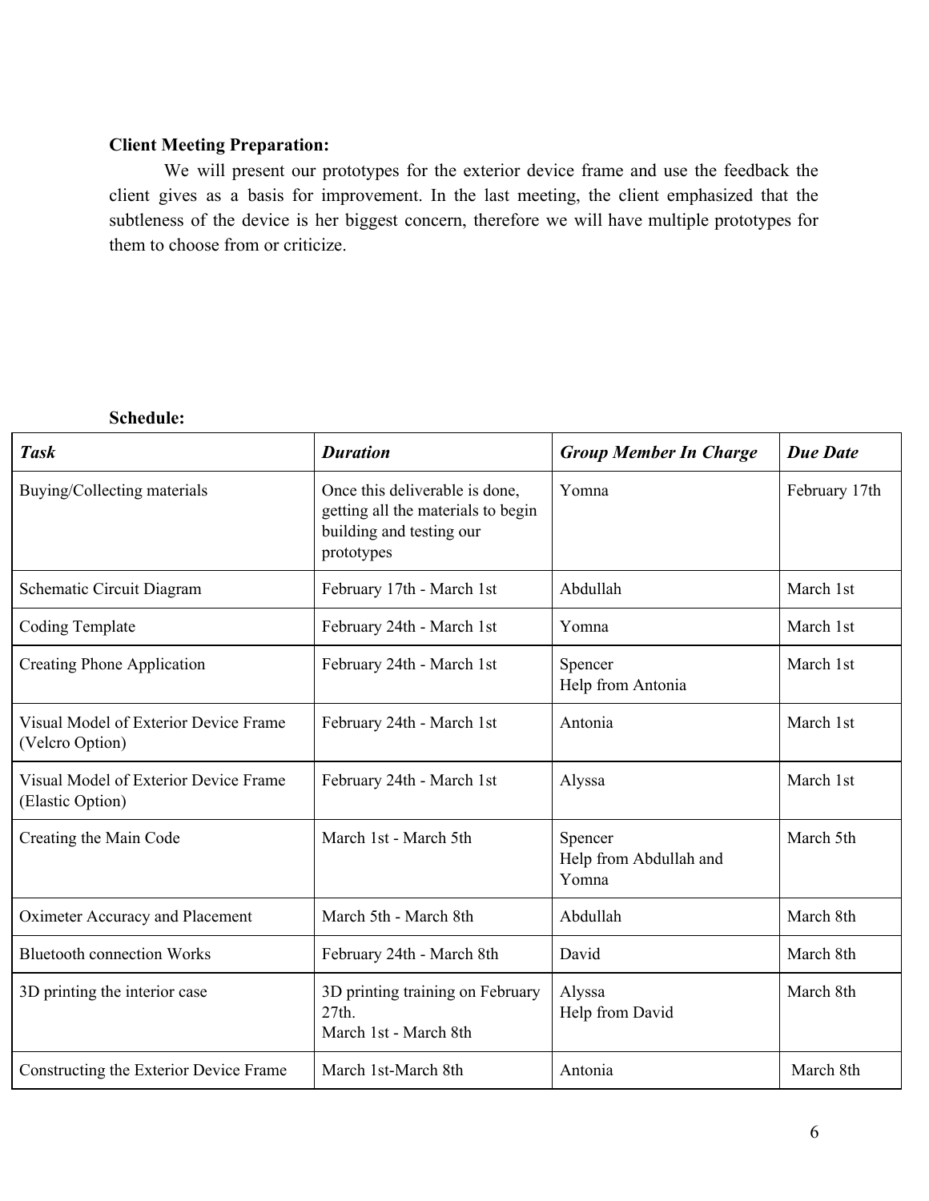**Client Meeting Preparation:**

We will present our prototypes for the exterior device frame and use the feedback the client gives as a basis for improvement. In the last meeting, the client emphasized that the subtleness of the device is her biggest concern, therefore we will have multiple prototypes for them to choose from or criticize.

**Schedule:**

| ***Task*** | ***Duration*** | ***Group Member In Charge*** | ***Due Date*** |
|---|---|---|---|
| Buying/Collecting materials | Once this deliverable is done, getting all the materials to begin building and testing our prototypes | Yomna | February 17th |
| Schematic Circuit Diagram | February 17th - March 1st | Abdullah | March 1st |
| Coding Template | February 24th - March 1st | Yomna | March 1st |
| Creating Phone Application | February 24th - March 1st | Spencer<br>Help from Antonia | March 1st |
| Visual Model of Exterior Device Frame (Velcro Option) | February 24th - March 1st | Antonia | March 1st |
| Visual Model of Exterior Device Frame (Elastic Option) | February 24th - March 1st | Alyssa | March 1st |
| Creating the Main Code | March 1st - March 5th | Spencer<br>Help from Abdullah and Yomna | March 5th |
| Oximeter Accuracy and Placement | March 5th - March 8th | Abdullah | March 8th |
| Bluetooth connection Works | February 24th - March 8th | David | March 8th |
| 3D printing the interior case | 3D printing training on February 27th.<br>March 1st - March 8th | Alyssa<br>Help from David | March 8th |
| Constructing the Exterior Device Frame | March 1st-March 8th | Antonia | March 8th |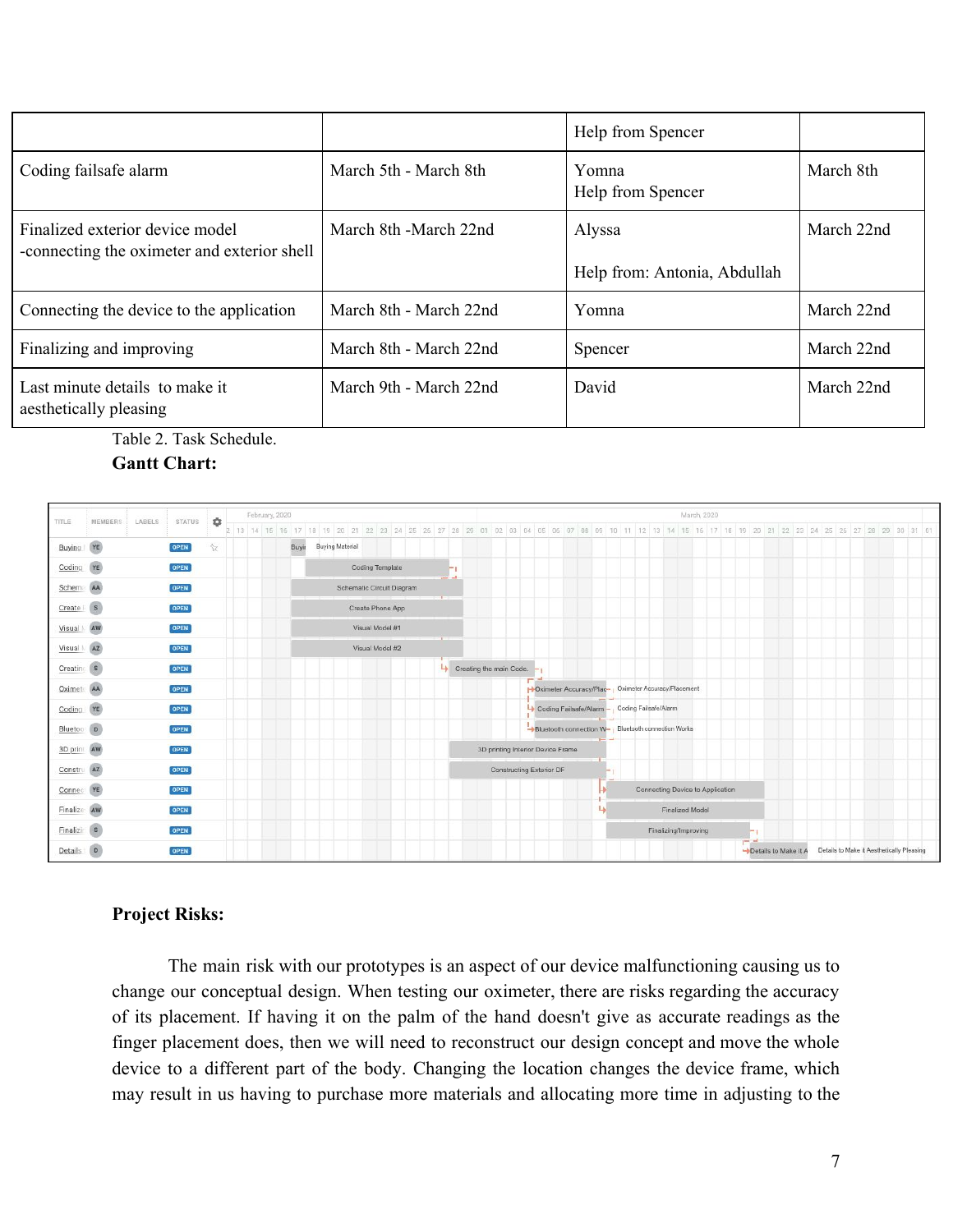| | | Help from Spencer | |
|---|---|---|---|
| Coding failsafe alarm | March 5th - March 8th | Yomna<br>Help from Spencer | March 8th |
| Finalized exterior device model<br>-connecting the oximeter and exterior shell | March 8th -March 22nd | Alyssa<br><br>Help from: Antonia, Abdullah | March 22nd |
| Connecting the device to the application | March 8th - March 22nd | Yomna | March 22nd |
| Finalizing and improving | March 8th - March 22nd | Spencer | March 22nd |
| Last minute details to make it aesthetically pleasing | March 9th - March 22nd | David | March 22nd |

Table 2. Task Schedule.

**Gantt Chart:**

**Project Risks:**

The main risk with our prototypes is an aspect of our device malfunctioning causing us to change our conceptual design. When testing our oximeter, there are risks regarding the accuracy of its placement. If having it on the palm of the hand doesn't give as accurate readings as the finger placement does, then we will need to reconstruct our design concept and move the whole device to a different part of the body. Changing the location changes the device frame, which may result in us having to purchase more materials and allocating more time in adjusting to the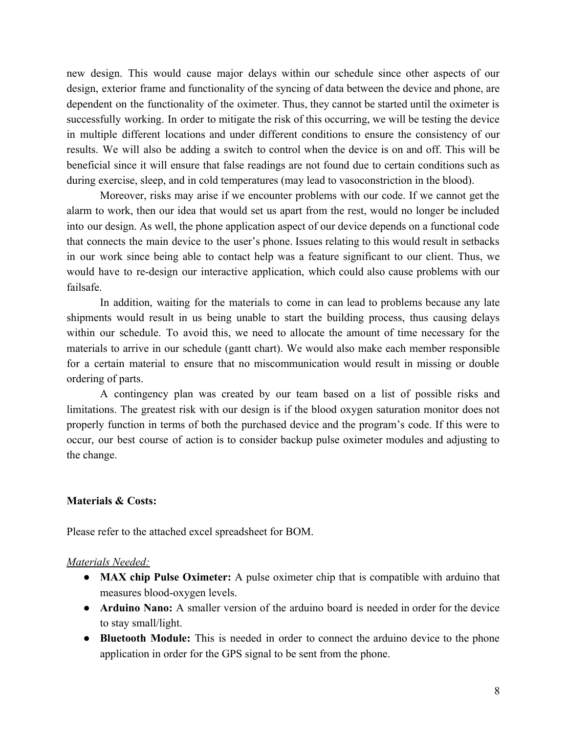new design. This would cause major delays within our schedule since other aspects of our design, exterior frame and functionality of the syncing of data between the device and phone, are dependent on the functionality of the oximeter. Thus, they cannot be started until the oximeter is successfully working. In order to mitigate the risk of this occurring, we will be testing the device in multiple different locations and under different conditions to ensure the consistency of our results. We will also be adding a switch to control when the device is on and off. This will be beneficial since it will ensure that false readings are not found due to certain conditions such as during exercise, sleep, and in cold temperatures (may lead to vasoconstriction in the blood).

Moreover, risks may arise if we encounter problems with our code. If we cannot get the alarm to work, then our idea that would set us apart from the rest, would no longer be included into our design. As well, the phone application aspect of our device depends on a functional code that connects the main device to the user's phone. Issues relating to this would result in setbacks in our work since being able to contact help was a feature significant to our client. Thus, we would have to re-design our interactive application, which could also cause problems with our failsafe.

In addition, waiting for the materials to come in can lead to problems because any late shipments would result in us being unable to start the building process, thus causing delays within our schedule. To avoid this, we need to allocate the amount of time necessary for the materials to arrive in our schedule (gantt chart). We would also make each member responsible for a certain material to ensure that no miscommunication would result in missing or double ordering of parts.

A contingency plan was created by our team based on a list of possible risks and limitations. The greatest risk with our design is if the blood oxygen saturation monitor does not properly function in terms of both the purchased device and the program's code. If this were to occur, our best course of action is to consider backup pulse oximeter modules and adjusting to the change.

**Materials & Costs:**

Please refer to the attached excel spreadsheet for BOM.

<u>*Materials Needed:*</u>

- **MAX chip Pulse Oximeter:** A pulse oximeter chip that is compatible with arduino that measures blood-oxygen levels.
- **Arduino Nano:** A smaller version of the arduino board is needed in order for the device to stay small/light.
- **Bluetooth Module:** This is needed in order to connect the arduino device to the phone application in order for the GPS signal to be sent from the phone.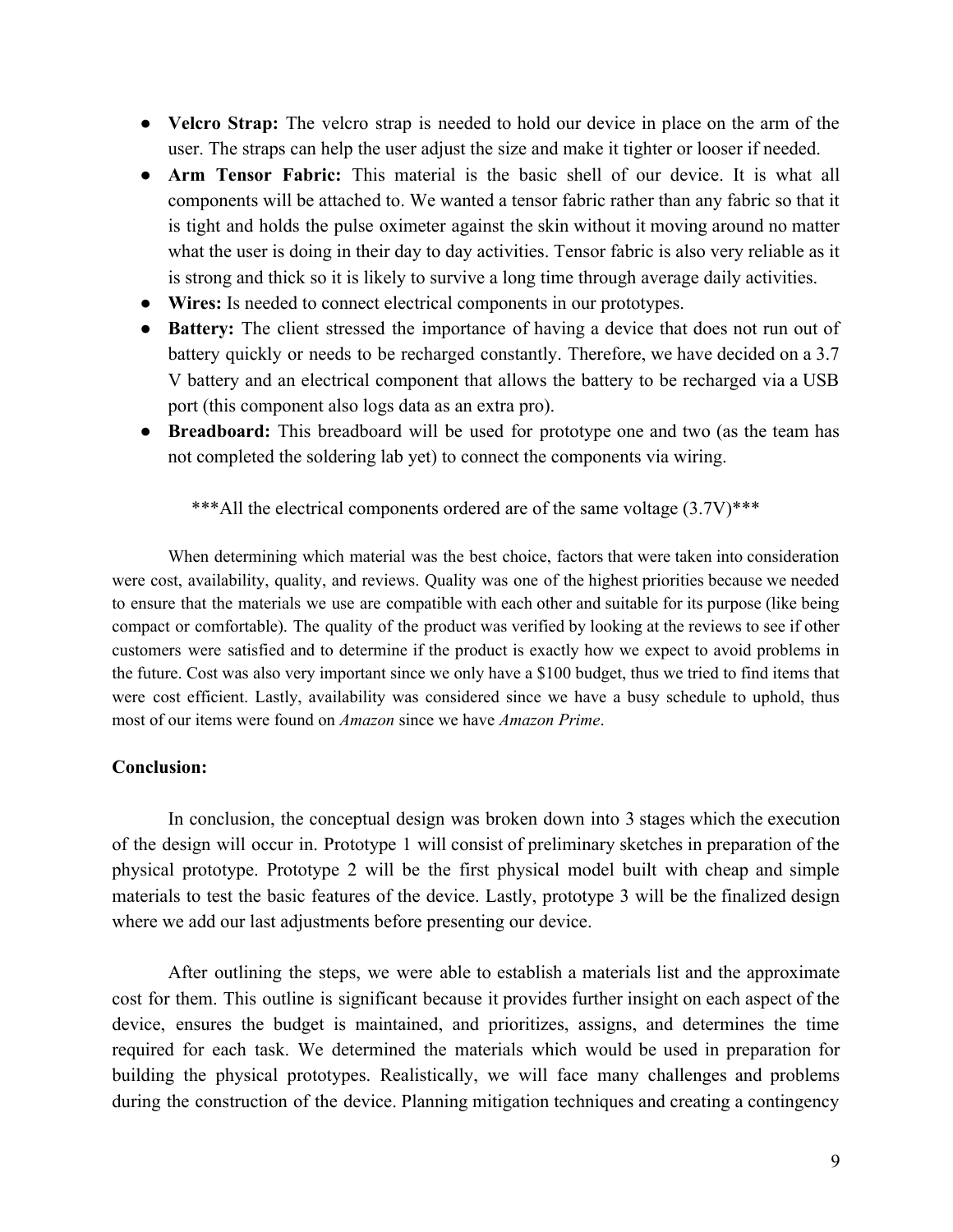- **Velcro Strap:** The velcro strap is needed to hold our device in place on the arm of the user. The straps can help the user adjust the size and make it tighter or looser if needed.
- **Arm Tensor Fabric:** This material is the basic shell of our device. It is what all components will be attached to. We wanted a tensor fabric rather than any fabric so that it is tight and holds the pulse oximeter against the skin without it moving around no matter what the user is doing in their day to day activities. Tensor fabric is also very reliable as it is strong and thick so it is likely to survive a long time through average daily activities.
- **Wires:** Is needed to connect electrical components in our prototypes.
- **Battery:** The client stressed the importance of having a device that does not run out of battery quickly or needs to be recharged constantly. Therefore, we have decided on a 3.7 V battery and an electrical component that allows the battery to be recharged via a USB port (this component also logs data as an extra pro).
- **Breadboard:** This breadboard will be used for prototype one and two (as the team has not completed the soldering lab yet) to connect the components via wiring.

***All the electrical components ordered are of the same voltage (3.7V)***

When determining which material was the best choice, factors that were taken into consideration were cost, availability, quality, and reviews. Quality was one of the highest priorities because we needed to ensure that the materials we use are compatible with each other and suitable for its purpose (like being compact or comfortable). The quality of the product was verified by looking at the reviews to see if other customers were satisfied and to determine if the product is exactly how we expect to avoid problems in the future. Cost was also very important since we only have a $100 budget, thus we tried to find items that were cost efficient. Lastly, availability was considered since we have a busy schedule to uphold, thus most of our items were found on *Amazon* since we have *Amazon Prime*.

**Conclusion:**

In conclusion, the conceptual design was broken down into 3 stages which the execution of the design will occur in. Prototype 1 will consist of preliminary sketches in preparation of the physical prototype. Prototype 2 will be the first physical model built with cheap and simple materials to test the basic features of the device. Lastly, prototype 3 will be the finalized design where we add our last adjustments before presenting our device.

After outlining the steps, we were able to establish a materials list and the approximate cost for them. This outline is significant because it provides further insight on each aspect of the device, ensures the budget is maintained, and prioritizes, assigns, and determines the time required for each task. We determined the materials which would be used in preparation for building the physical prototypes. Realistically, we will face many challenges and problems during the construction of the device. Planning mitigation techniques and creating a contingency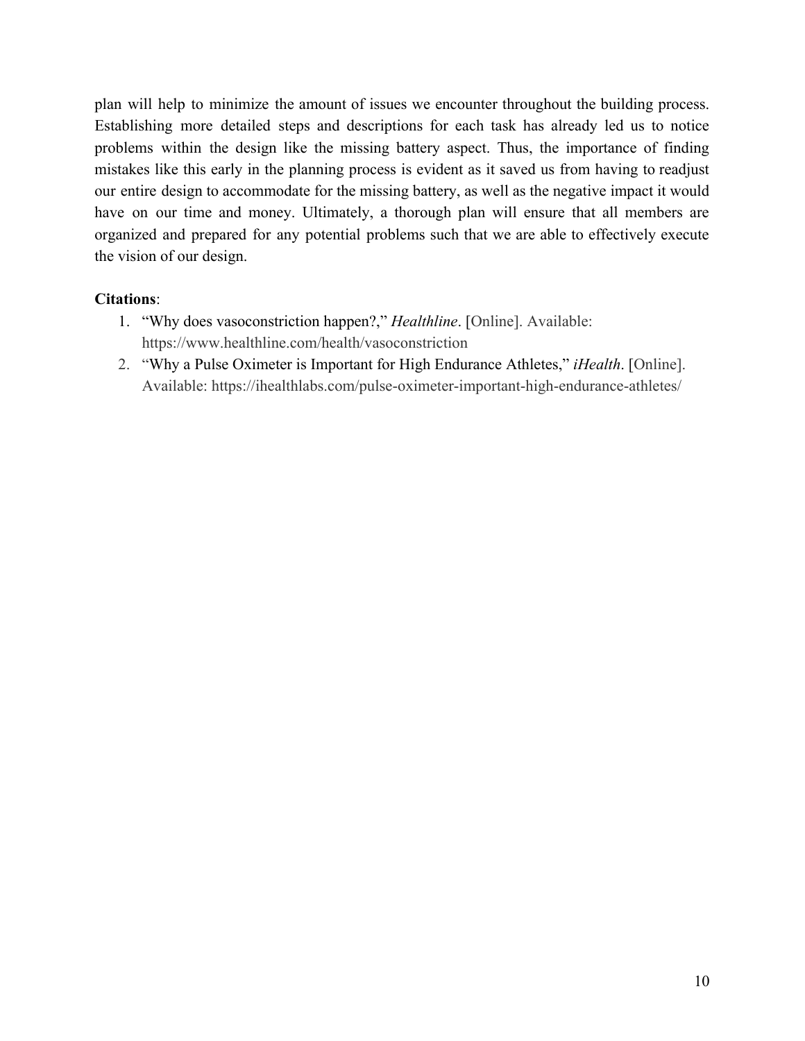plan will help to minimize the amount of issues we encounter throughout the building process. Establishing more detailed steps and descriptions for each task has already led us to notice problems within the design like the missing battery aspect. Thus, the importance of finding mistakes like this early in the planning process is evident as it saved us from having to readjust our entire design to accommodate for the missing battery, as well as the negative impact it would have on our time and money. Ultimately, a thorough plan will ensure that all members are organized and prepared for any potential problems such that we are able to effectively execute the vision of our design.

**Citations**:

1. "Why does vasoconstriction happen?," *Healthline*. [Online]. Available: https://www.healthline.com/health/vasoconstriction
2. "Why a Pulse Oximeter is Important for High Endurance Athletes," *iHealth*. [Online]. Available: https://ihealthlabs.com/pulse-oximeter-important-high-endurance-athletes/